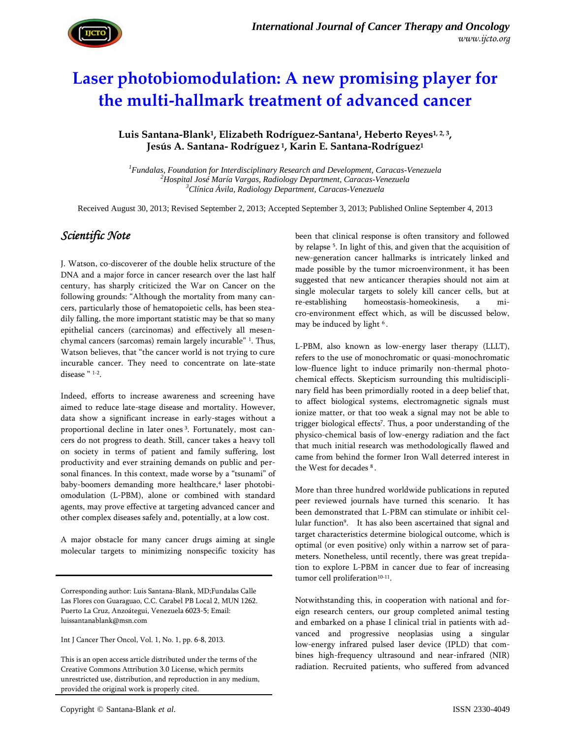# Laser photobiomodulation: A new promising player for the multi-hallmark treatment of advanced cancer

**Luis Santana-Blank[1], Elizabeth Rodríguez-Santana[1], Heberto Reyes[1, 2, 3], Jesús A. Santana- Rodríguez[1], Karin E. Santana-Rodríguez[1]**

[1]*Fundalas, Foundation for Interdisciplinary Research and Development, Caracas-Venezuela*
[2]*Hospital José María Vargas, Radiology Department, Caracas-Venezuela*
[3]*Clínica Ávila, Radiology Department, Caracas-Venezuela*

Received August 30, 2013; Revised September 2, 2013; Accepted September 3, 2013; Published Online September 4, 2013

## *Scientific Note*

J. Watson, co-discoverer of the double helix structure of the DNA and a major force in cancer research over the last half century, has sharply criticized the War on Cancer on the following grounds: "Although the mortality from many cancers, particularly those of hematopoietic cells, has been steadily falling, the more important statistic may be that so many epithelial cancers (carcinomas) and effectively all mesenchymal cancers (sarcomas) remain largely incurable" [1]. Thus, Watson believes, that "the cancer world is not trying to cure incurable cancer. They need to concentrate on late-state disease " [1-2].

Indeed, efforts to increase awareness and screening have aimed to reduce late-stage disease and mortality. However, data show a significant increase in early-stages without a proportional decline in later ones [3]. Fortunately, most cancers do not progress to death. Still, cancer takes a heavy toll on society in terms of patient and family suffering, lost productivity and ever straining demands on public and personal finances. In this context, made worse by a "tsunami" of baby-boomers demanding more healthcare,[4] laser photobiomodulation (L-PBM), alone or combined with standard agents, may prove effective at targeting advanced cancer and other complex diseases safely and, potentially, at a low cost.

A major obstacle for many cancer drugs aiming at single molecular targets to minimizing nonspecific toxicity has been that clinical response is often transitory and followed by relapse [5]. In light of this, and given that the acquisition of new-generation cancer hallmarks is intricately linked and made possible by the tumor microenvironment, it has been suggested that new anticancer therapies should not aim at single molecular targets to solely kill cancer cells, but at re-establishing homeostasis-homeokinesis, a micro-environment effect which, as will be discussed below, may be induced by light [6].

L-PBM, also known as low-energy laser therapy (LLLT), refers to the use of monochromatic or quasi-monochromatic low-fluence light to induce primarily non-thermal photochemical effects. Skepticism surrounding this multidisciplinary field has been primordially rooted in a deep belief that, to affect biological systems, electromagnetic signals must ionize matter, or that too weak a signal may not be able to trigger biological effects[7]. Thus, a poor understanding of the physico-chemical basis of low-energy radiation and the fact that much initial research was methodologically flawed and came from behind the former Iron Wall deterred interest in the West for decades [8].

More than three hundred worldwide publications in reputed peer reviewed journals have turned this scenario. It has been demonstrated that L-PBM can stimulate or inhibit cellular function[9]. It has also been ascertained that signal and target characteristics determine biological outcome, which is optimal (or even positive) only within a narrow set of parameters. Nonetheless, until recently, there was great trepidation to explore L-PBM in cancer due to fear of increasing tumor cell proliferation[10-11].

Notwithstanding this, in cooperation with national and foreign research centers, our group completed animal testing and embarked on a phase I clinical trial in patients with advanced and progressive neoplasias using a singular low-energy infrared pulsed laser device (IPLD) that combines high-frequency ultrasound and near-infrared (NIR) radiation. Recruited patients, who suffered from advanced

---

Corresponding author: Luis Santana-Blank, MD;Fundalas Calle Las Flores con Guaraguao, C.C. Carabel PB Local 2, MUN 1262. Puerto La Cruz, Anzoátegui, Venezuela 6023-5; Email: luissantanablank@msn.com

Int J Cancer Ther Oncol, Vol. 1, No. 1, pp. 6-8, 2013.

This is an open access article distributed under the terms of the Creative Commons Attribution 3.0 License, which permits unrestricted use, distribution, and reproduction in any medium, provided the original work is properly cited.

Copyright © Santana-Blank *et al.* ISSN 2330-4049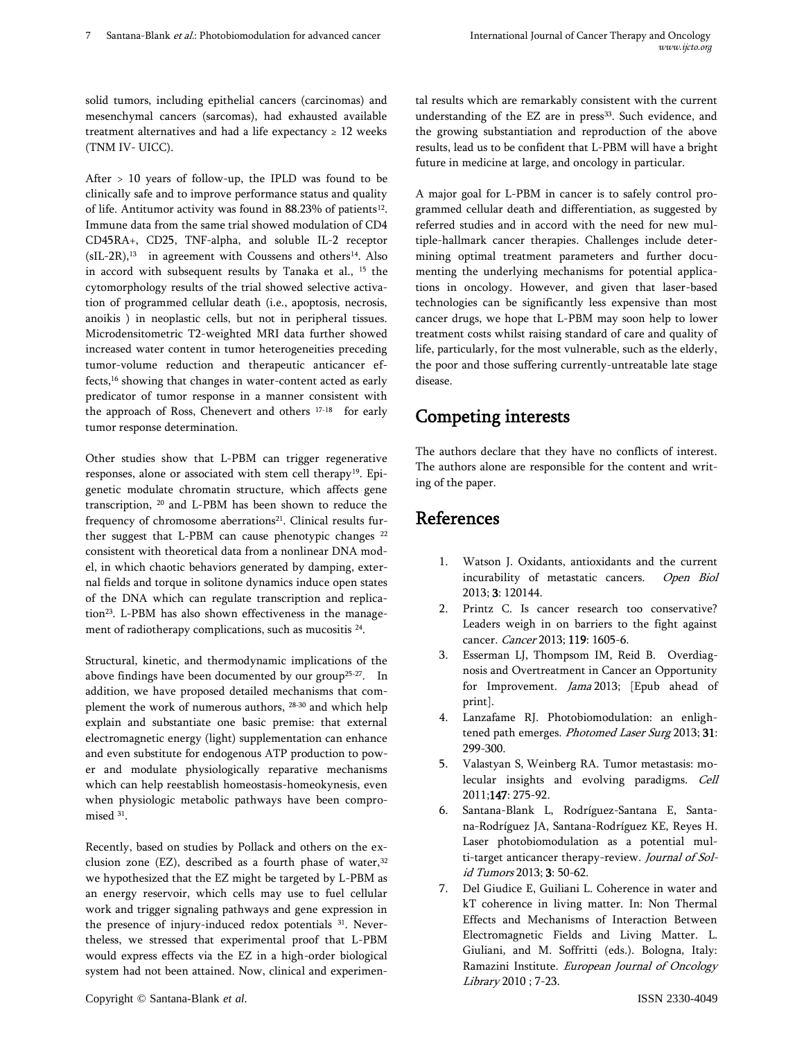solid tumors, including epithelial cancers (carcinomas) and mesenchymal cancers (sarcomas), had exhausted available treatment alternatives and had a life expectancy ≥ 12 weeks (TNM IV- UICC).

After > 10 years of follow-up, the IPLD was found to be clinically safe and to improve performance status and quality of life. Antitumor activity was found in 88.23% of patients[12]. Immune data from the same trial showed modulation of CD4 CD45RA+, CD25, TNF-alpha, and soluble IL-2 receptor (sIL-2R),[13] in agreement with Coussens and others[14]. Also in accord with subsequent results by Tanaka et al., [15] the cytomorphology results of the trial showed selective activation of programmed cellular death (i.e., apoptosis, necrosis, anoikis ) in neoplastic cells, but not in peripheral tissues. Microdensitometric T2-weighted MRI data further showed increased water content in tumor heterogeneities preceding tumor-volume reduction and therapeutic anticancer effects,[16] showing that changes in water-content acted as early predicator of tumor response in a manner consistent with the approach of Ross, Chenevert and others [17-18] for early tumor response determination.

Other studies show that L-PBM can trigger regenerative responses, alone or associated with stem cell therapy[19]. Epigenetic modulate chromatin structure, which affects gene transcription, [20] and L-PBM has been shown to reduce the frequency of chromosome aberrations[21]. Clinical results further suggest that L-PBM can cause phenotypic changes [22] consistent with theoretical data from a nonlinear DNA model, in which chaotic behaviors generated by damping, external fields and torque in solitone dynamics induce open states of the DNA which can regulate transcription and replication[23]. L-PBM has also shown effectiveness in the management of radiotherapy complications, such as mucositis [24].

Structural, kinetic, and thermodynamic implications of the above findings have been documented by our group[25-27]. In addition, we have proposed detailed mechanisms that complement the work of numerous authors, [28-30] and which help explain and substantiate one basic premise: that external electromagnetic energy (light) supplementation can enhance and even substitute for endogenous ATP production to power and modulate physiologically reparative mechanisms which can help reestablish homeostasis-homeokynesis, even when physiologic metabolic pathways have been compromised [31].

Recently, based on studies by Pollack and others on the exclusion zone (EZ), described as a fourth phase of water,[32] we hypothesized that the EZ might be targeted by L-PBM as an energy reservoir, which cells may use to fuel cellular work and trigger signaling pathways and gene expression in the presence of injury-induced redox potentials [31]. Nevertheless, we stressed that experimental proof that L-PBM would express effects via the EZ in a high-order biological system had not been attained. Now, clinical and experimental results which are remarkably consistent with the current understanding of the EZ are in press[33]. Such evidence, and the growing substantiation and reproduction of the above results, lead us to be confident that L-PBM will have a bright future in medicine at large, and oncology in particular.

A major goal for L-PBM in cancer is to safely control programmed cellular death and differentiation, as suggested by referred studies and in accord with the need for new multiple-hallmark cancer therapies. Challenges include determining optimal treatment parameters and further documenting the underlying mechanisms for potential applications in oncology. However, and given that laser-based technologies can be significantly less expensive than most cancer drugs, we hope that L-PBM may soon help to lower treatment costs whilst raising standard of care and quality of life, particularly, for the most vulnerable, such as the elderly, the poor and those suffering currently-untreatable late stage disease.

## Competing interests

The authors declare that they have no conflicts of interest. The authors alone are responsible for the content and writing of the paper.

## References

1. Watson J. Oxidants, antioxidants and the current incurability of metastatic cancers. *Open Biol* 2013; **3**: 120144.
2. Printz C. Is cancer research too conservative? Leaders weigh in on barriers to the fight against cancer. *Cancer* 2013; **119**: 1605-6.
3. Esserman LJ, Thompsom IM, Reid B. Overdiagnosis and Overtreatment in Cancer an Opportunity for Improvement. *Jama* 2013; [Epub ahead of print].
4. Lanzafame RJ. Photobiomodulation: an enlightened path emerges. *Photomed Laser Surg* 2013; **31**: 299-300.
5. Valastyan S, Weinberg RA. Tumor metastasis: molecular insights and evolving paradigms. *Cell* 2011;**147**: 275-92.
6. Santana-Blank L, Rodríguez-Santana E, Santana-Rodríguez JA, Santana-Rodríguez KE, Reyes H. Laser photobiomodulation as a potential multi-target anticancer therapy-review. *Journal of Solid Tumors* 2013; **3**: 50-62.
7. Del Giudice E, Guiliani L. Coherence in water and kT coherence in living matter. In: Non Thermal Effects and Mechanisms of Interaction Between Electromagnetic Fields and Living Matter. L. Giuliani, and M. Soffritti (eds.). Bologna, Italy: Ramazini Institute. *European Journal of Oncology Library* 2010 ; 7-23.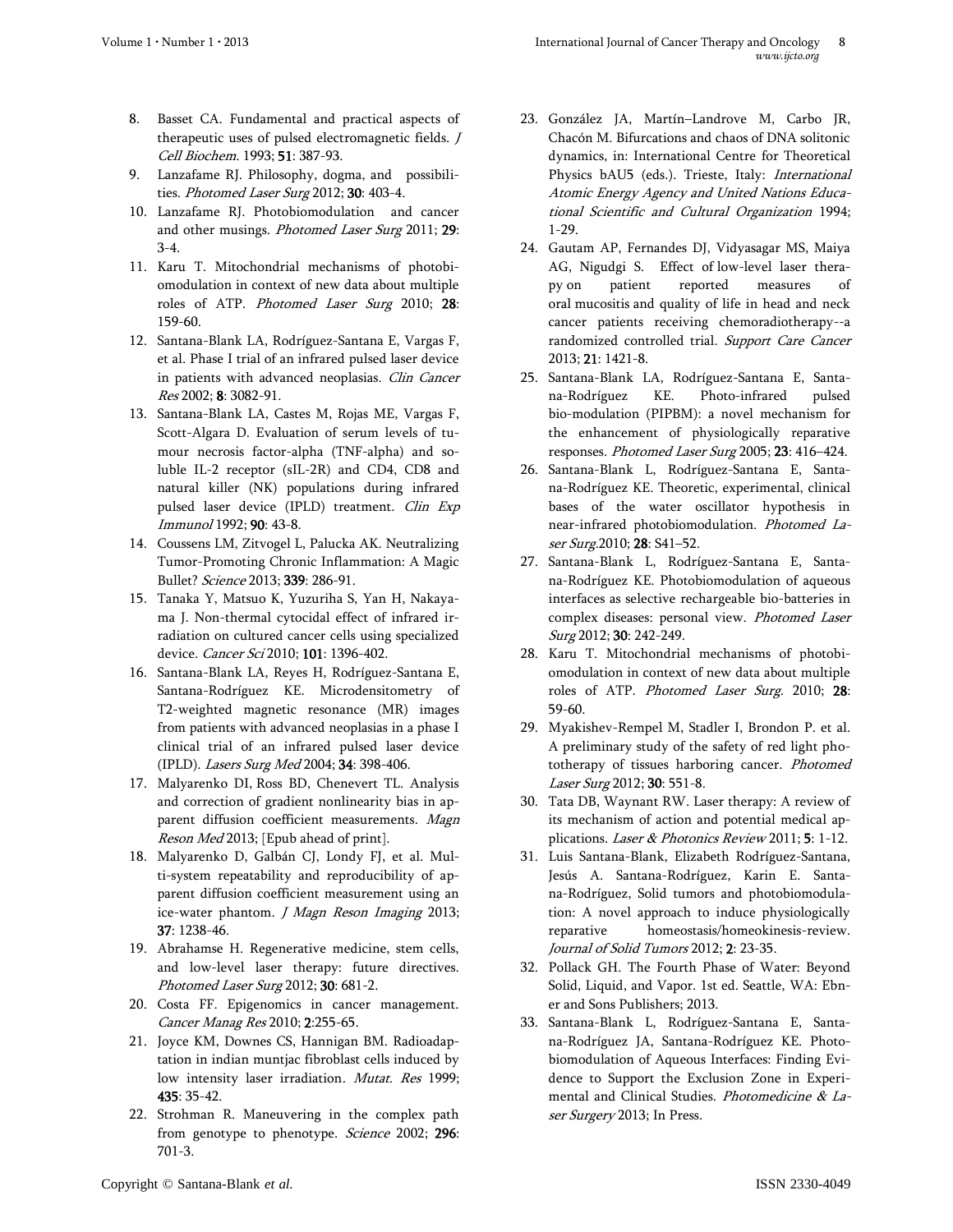8. Basset CA. Fundamental and practical aspects of therapeutic uses of pulsed electromagnetic fields. *J Cell Biochem*. 1993; **51**: 387-93.
9. Lanzafame RJ. Philosophy, dogma, and possibilities. *Photomed Laser Surg* 2012; **30**: 403-4.
10. Lanzafame RJ. Photobiomodulation and cancer and other musings. *Photomed Laser Surg* 2011; **29**: 3-4.
11. Karu T. Mitochondrial mechanisms of photobiomodulation in context of new data about multiple roles of ATP. *Photomed Laser Surg* 2010; **28**: 159-60.
12. Santana-Blank LA, Rodríguez-Santana E, Vargas F, et al. Phase I trial of an infrared pulsed laser device in patients with advanced neoplasias. *Clin Cancer Res* 2002; **8**: 3082-91.
13. Santana-Blank LA, Castes M, Rojas ME, Vargas F, Scott-Algara D. Evaluation of serum levels of tumour necrosis factor-alpha (TNF-alpha) and soluble IL-2 receptor (sIL-2R) and CD4, CD8 and natural killer (NK) populations during infrared pulsed laser device (IPLD) treatment. *Clin Exp Immunol* 1992; **90**: 43-8.
14. Coussens LM, Zitvogel L, Palucka AK. Neutralizing Tumor-Promoting Chronic Inflammation: A Magic Bullet? *Science* 2013; **339**: 286-91.
15. Tanaka Y, Matsuo K, Yuzuriha S, Yan H, Nakayama J. Non-thermal cytocidal effect of infrared irradiation on cultured cancer cells using specialized device. *Cancer Sci* 2010; **101**: 1396-402.
16. Santana-Blank LA, Reyes H, Rodríguez-Santana E, Santana-Rodríguez KE. Microdensitometry of T2-weighted magnetic resonance (MR) images from patients with advanced neoplasias in a phase I clinical trial of an infrared pulsed laser device (IPLD). *Lasers Surg Med* 2004; **34**: 398-406.
17. Malyarenko DI, Ross BD, Chenevert TL. Analysis and correction of gradient nonlinearity bias in apparent diffusion coefficient measurements. *Magn Reson Med* 2013; [Epub ahead of print].
18. Malyarenko D, Galbán CJ, Londy FJ, et al. Multi-system repeatability and reproducibility of apparent diffusion coefficient measurement using an ice-water phantom. *J Magn Reson Imaging* 2013; **37**: 1238-46.
19. Abrahamse H. Regenerative medicine, stem cells, and low-level laser therapy: future directives. *Photomed Laser Surg* 2012; **30**: 681-2.
20. Costa FF. Epigenomics in cancer management. *Cancer Manag Res* 2010; **2**:255-65.
21. Joyce KM, Downes CS, Hannigan BM. Radioadaptation in indian muntjac fibroblast cells induced by low intensity laser irradiation. *Mutat. Res* 1999; **435**: 35-42.
22. Strohman R. Maneuvering in the complex path from genotype to phenotype. *Science* 2002; **296**: 701-3.
23. González JA, Martín–Landrove M, Carbo JR, Chacón M. Bifurcations and chaos of DNA solitonic dynamics, in: International Centre for Theoretical Physics bAU5 (eds.). Trieste, Italy: *International Atomic Energy Agency and United Nations Educational Scientific and Cultural Organization* 1994; 1-29.
24. Gautam AP, Fernandes DJ, Vidyasagar MS, Maiya AG, Nigudgi S. Effect of low-level laser therapy on patient reported measures of oral mucositis and quality of life in head and neck cancer patients receiving chemoradiotherapy--a randomized controlled trial. *Support Care Cancer* 2013; **21**: 1421-8.
25. Santana-Blank LA, Rodríguez-Santana E, Santana-Rodríguez KE. Photo-infrared pulsed bio-modulation (PIPBM): a novel mechanism for the enhancement of physiologically reparative responses. *Photomed Laser Surg* 2005; **23**: 416–424.
26. Santana-Blank L, Rodríguez-Santana E, Santana-Rodríguez KE. Theoretic, experimental, clinical bases of the water oscillator hypothesis in near-infrared photobiomodulation. *Photomed Laser Surg*.2010; **28**: S41–52.
27. Santana-Blank L, Rodríguez-Santana E, Santana-Rodríguez KE. Photobiomodulation of aqueous interfaces as selective rechargeable bio-batteries in complex diseases: personal view. *Photomed Laser Surg* 2012; **30**: 242-249.
28. Karu T. Mitochondrial mechanisms of photobiomodulation in context of new data about multiple roles of ATP. *Photomed Laser Surg*. 2010; **28**: 59-60.
29. Myakishev-Rempel M, Stadler I, Brondon P. et al. A preliminary study of the safety of red light phototherapy of tissues harboring cancer. *Photomed Laser Surg* 2012; **30**: 551-8.
30. Tata DB, Waynant RW. Laser therapy: A review of its mechanism of action and potential medical applications. *Laser & Photonics Review* 2011; **5**: 1-12.
31. Luis Santana-Blank, Elizabeth Rodríguez-Santana, Jesús A. Santana-Rodríguez, Karin E. Santana-Rodríguez, Solid tumors and photobiomodulation: A novel approach to induce physiologically reparative homeostasis/homeokinesis-review. *Journal of Solid Tumors* 2012; **2**: 23-35.
32. Pollack GH. The Fourth Phase of Water: Beyond Solid, Liquid, and Vapor. 1st ed. Seattle, WA: Ebner and Sons Publishers; 2013.
33. Santana-Blank L, Rodríguez-Santana E, Santana-Rodríguez JA, Santana-Rodríguez KE. Photobiomodulation of Aqueous Interfaces: Finding Evidence to Support the Exclusion Zone in Experimental and Clinical Studies. *Photomedicine & Laser Surgery* 2013; In Press.